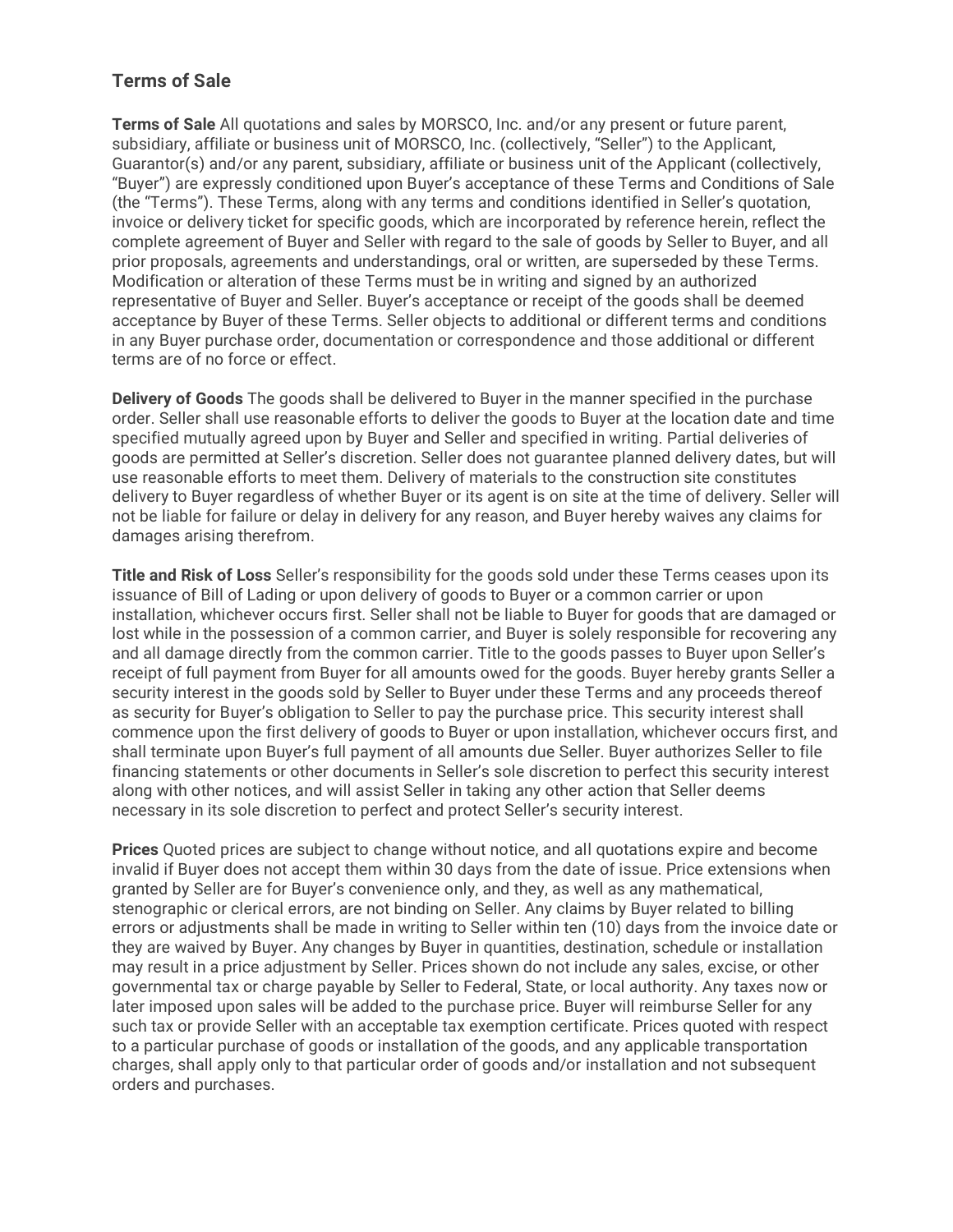## Terms of Sale

**Terms of Sale** All quotations and sales by MORSCO, Inc. and/or any present or future parent, subsidiary, affiliate or business unit of MORSCO, Inc. (collectively, "Seller") to the Applicant, Guarantor(s) and/or any parent, subsidiary, affiliate or business unit of the Applicant (collectively, "Buyer") are expressly conditioned upon Buyer's acceptance of these Terms and Conditions of Sale (the "Terms"). These Terms, along with any terms and conditions identified in Seller's quotation, invoice or delivery ticket for specific goods, which are incorporated by reference herein, reflect the complete agreement of Buyer and Seller with regard to the sale of goods by Seller to Buyer, and all prior proposals, agreements and understandings, oral or written, are superseded by these Terms. Modification or alteration of these Terms must be in writing and signed by an authorized representative of Buyer and Seller. Buyer's acceptance or receipt of the goods shall be deemed acceptance by Buyer of these Terms. Seller objects to additional or different terms and conditions in any Buyer purchase order, documentation or correspondence and those additional or different terms are of no force or effect.

**Delivery of Goods** The goods shall be delivered to Buyer in the manner specified in the purchase order. Seller shall use reasonable efforts to deliver the goods to Buyer at the location date and time specified mutually agreed upon by Buyer and Seller and specified in writing. Partial deliveries of goods are permitted at Seller's discretion. Seller does not guarantee planned delivery dates, but will use reasonable efforts to meet them. Delivery of materials to the construction site constitutes delivery to Buyer regardless of whether Buyer or its agent is on site at the time of delivery. Seller will not be liable for failure or delay in delivery for any reason, and Buyer hereby waives any claims for damages arising therefrom.

**Title and Risk of Loss** Seller's responsibility for the goods sold under these Terms ceases upon its issuance of Bill of Lading or upon delivery of goods to Buyer or a common carrier or upon installation, whichever occurs first. Seller shall not be liable to Buyer for goods that are damaged or lost while in the possession of a common carrier, and Buyer is solely responsible for recovering any and all damage directly from the common carrier. Title to the goods passes to Buyer upon Seller's receipt of full payment from Buyer for all amounts owed for the goods. Buyer hereby grants Seller a security interest in the goods sold by Seller to Buyer under these Terms and any proceeds thereof as security for Buyer's obligation to Seller to pay the purchase price. This security interest shall commence upon the first delivery of goods to Buyer or upon installation, whichever occurs first, and shall terminate upon Buyer's full payment of all amounts due Seller. Buyer authorizes Seller to file financing statements or other documents in Seller's sole discretion to perfect this security interest along with other notices, and will assist Seller in taking any other action that Seller deems necessary in its sole discretion to perfect and protect Seller's security interest.

**Prices** Quoted prices are subject to change without notice, and all quotations expire and become invalid if Buyer does not accept them within 30 days from the date of issue. Price extensions when granted by Seller are for Buyer's convenience only, and they, as well as any mathematical, stenographic or clerical errors, are not binding on Seller. Any claims by Buyer related to billing errors or adjustments shall be made in writing to Seller within ten (10) days from the invoice date or they are waived by Buyer. Any changes by Buyer in quantities, destination, schedule or installation may result in a price adjustment by Seller. Prices shown do not include any sales, excise, or other governmental tax or charge payable by Seller to Federal, State, or local authority. Any taxes now or later imposed upon sales will be added to the purchase price. Buyer will reimburse Seller for any such tax or provide Seller with an acceptable tax exemption certificate. Prices quoted with respect to a particular purchase of goods or installation of the goods, and any applicable transportation charges, shall apply only to that particular order of goods and/or installation and not subsequent orders and purchases.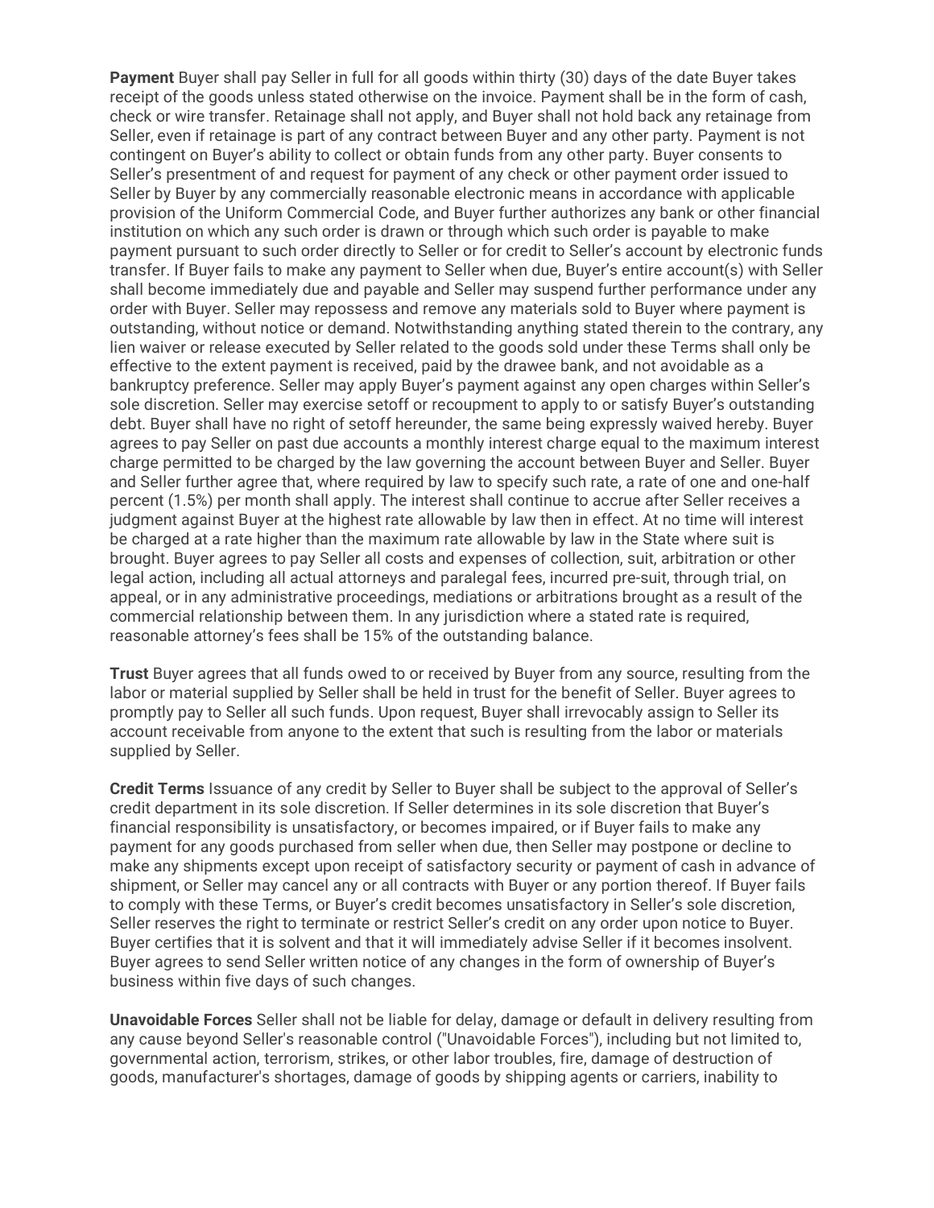**Payment** Buyer shall pay Seller in full for all goods within thirty (30) days of the date Buyer takes receipt of the goods unless stated otherwise on the invoice. Payment shall be in the form of cash, check or wire transfer. Retainage shall not apply, and Buyer shall not hold back any retainage from Seller, even if retainage is part of any contract between Buyer and any other party. Payment is not contingent on Buyer's ability to collect or obtain funds from any other party. Buyer consents to Seller's presentment of and request for payment of any check or other payment order issued to Seller by Buyer by any commercially reasonable electronic means in accordance with applicable provision of the Uniform Commercial Code, and Buyer further authorizes any bank or other financial institution on which any such order is drawn or through which such order is payable to make payment pursuant to such order directly to Seller or for credit to Seller's account by electronic funds transfer. If Buyer fails to make any payment to Seller when due, Buyer's entire account(s) with Seller shall become immediately due and payable and Seller may suspend further performance under any order with Buyer. Seller may repossess and remove any materials sold to Buyer where payment is outstanding, without notice or demand. Notwithstanding anything stated therein to the contrary, any lien waiver or release executed by Seller related to the goods sold under these Terms shall only be effective to the extent payment is received, paid by the drawee bank, and not avoidable as a bankruptcy preference. Seller may apply Buyer's payment against any open charges within Seller's sole discretion. Seller may exercise setoff or recoupment to apply to or satisfy Buyer's outstanding debt. Buyer shall have no right of setoff hereunder, the same being expressly waived hereby. Buyer agrees to pay Seller on past due accounts a monthly interest charge equal to the maximum interest charge permitted to be charged by the law governing the account between Buyer and Seller. Buyer and Seller further agree that, where required by law to specify such rate, a rate of one and one-half percent (1.5%) per month shall apply. The interest shall continue to accrue after Seller receives a judgment against Buyer at the highest rate allowable by law then in effect. At no time will interest be charged at a rate higher than the maximum rate allowable by law in the State where suit is brought. Buyer agrees to pay Seller all costs and expenses of collection, suit, arbitration or other legal action, including all actual attorneys and paralegal fees, incurred pre-suit, through trial, on appeal, or in any administrative proceedings, mediations or arbitrations brought as a result of the commercial relationship between them. In any jurisdiction where a stated rate is required, reasonable attorney's fees shall be 15% of the outstanding balance.

**Trust** Buyer agrees that all funds owed to or received by Buyer from any source, resulting from the labor or material supplied by Seller shall be held in trust for the benefit of Seller. Buyer agrees to promptly pay to Seller all such funds. Upon request, Buyer shall irrevocably assign to Seller its account receivable from anyone to the extent that such is resulting from the labor or materials supplied by Seller.

**Credit Terms** Issuance of any credit by Seller to Buyer shall be subject to the approval of Seller's credit department in its sole discretion. If Seller determines in its sole discretion that Buyer's financial responsibility is unsatisfactory, or becomes impaired, or if Buyer fails to make any payment for any goods purchased from seller when due, then Seller may postpone or decline to make any shipments except upon receipt of satisfactory security or payment of cash in advance of shipment, or Seller may cancel any or all contracts with Buyer or any portion thereof. If Buyer fails to comply with these Terms, or Buyer's credit becomes unsatisfactory in Seller's sole discretion, Seller reserves the right to terminate or restrict Seller's credit on any order upon notice to Buyer. Buyer certifies that it is solvent and that it will immediately advise Seller if it becomes insolvent. Buyer agrees to send Seller written notice of any changes in the form of ownership of Buyer's business within five days of such changes.

**Unavoidable Forces** Seller shall not be liable for delay, damage or default in delivery resulting from any cause beyond Seller's reasonable control ("Unavoidable Forces"), including but not limited to, governmental action, terrorism, strikes, or other labor troubles, fire, damage of destruction of goods, manufacturer's shortages, damage of goods by shipping agents or carriers, inability to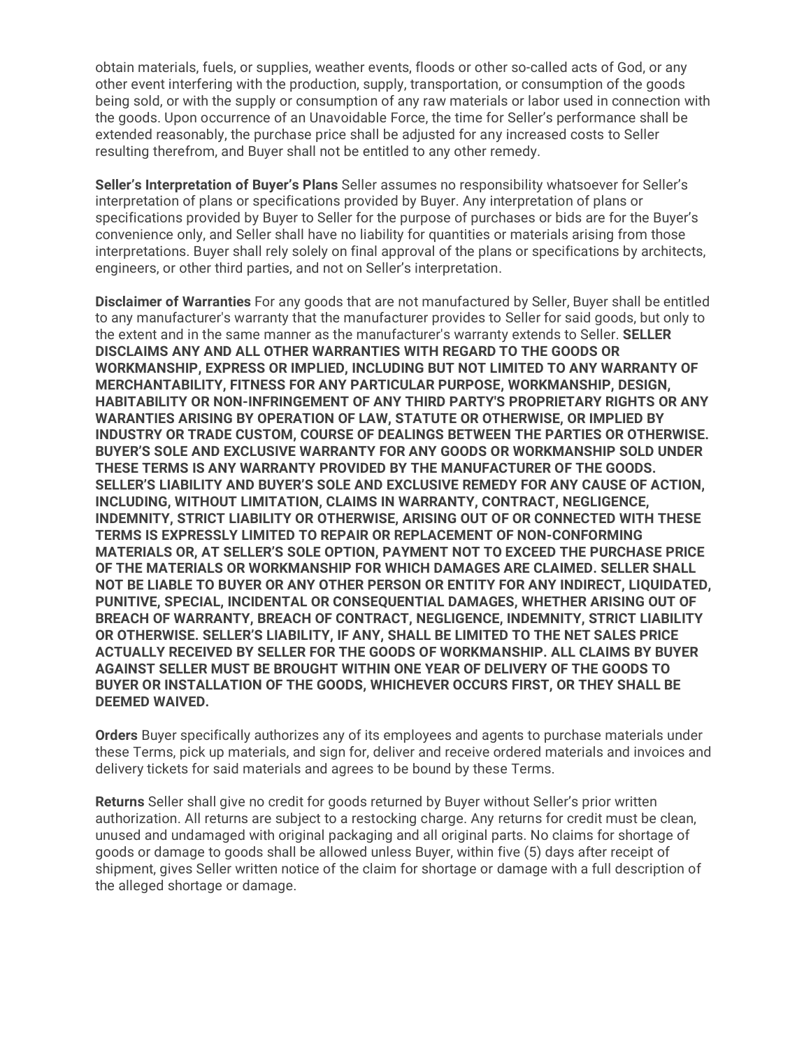obtain materials, fuels, or supplies, weather events, floods or other so-called acts of God, or any other event interfering with the production, supply, transportation, or consumption of the goods being sold, or with the supply or consumption of any raw materials or labor used in connection with the goods. Upon occurrence of an Unavoidable Force, the time for Seller's performance shall be extended reasonably, the purchase price shall be adjusted for any increased costs to Seller resulting therefrom, and Buyer shall not be entitled to any other remedy.

**Seller's Interpretation of Buyer's Plans** Seller assumes no responsibility whatsoever for Seller's interpretation of plans or specifications provided by Buyer. Any interpretation of plans or specifications provided by Buyer to Seller for the purpose of purchases or bids are for the Buyer's convenience only, and Seller shall have no liability for quantities or materials arising from those interpretations. Buyer shall rely solely on final approval of the plans or specifications by architects, engineers, or other third parties, and not on Seller's interpretation.

**Disclaimer of Warranties** For any goods that are not manufactured by Seller, Buyer shall be entitled to any manufacturer's warranty that the manufacturer provides to Seller for said goods, but only to the extent and in the same manner as the manufacturer's warranty extends to Seller. **SELLER DISCLAIMS ANY AND ALL OTHER WARRANTIES WITH REGARD TO THE GOODS OR WORKMANSHIP, EXPRESS OR IMPLIED, INCLUDING BUT NOT LIMITED TO ANY WARRANTY OF MERCHANTABILITY, FITNESS FOR ANY PARTICULAR PURPOSE, WORKMANSHIP, DESIGN, HABITABILITY OR NON-INFRINGEMENT OF ANY THIRD PARTY'S PROPRIETARY RIGHTS OR ANY WARANTIES ARISING BY OPERATION OF LAW, STATUTE OR OTHERWISE, OR IMPLIED BY INDUSTRY OR TRADE CUSTOM, COURSE OF DEALINGS BETWEEN THE PARTIES OR OTHERWISE. BUYER'S SOLE AND EXCLUSIVE WARRANTY FOR ANY GOODS OR WORKMANSHIP SOLD UNDER THESE TERMS IS ANY WARRANTY PROVIDED BY THE MANUFACTURER OF THE GOODS. SELLER'S LIABILITY AND BUYER'S SOLE AND EXCLUSIVE REMEDY FOR ANY CAUSE OF ACTION, INCLUDING, WITHOUT LIMITATION, CLAIMS IN WARRANTY, CONTRACT, NEGLIGENCE, INDEMNITY, STRICT LIABILITY OR OTHERWISE, ARISING OUT OF OR CONNECTED WITH THESE TERMS IS EXPRESSLY LIMITED TO REPAIR OR REPLACEMENT OF NON-CONFORMING MATERIALS OR, AT SELLER'S SOLE OPTION, PAYMENT NOT TO EXCEED THE PURCHASE PRICE OF THE MATERIALS OR WORKMANSHIP FOR WHICH DAMAGES ARE CLAIMED. SELLER SHALL NOT BE LIABLE TO BUYER OR ANY OTHER PERSON OR ENTITY FOR ANY INDIRECT, LIQUIDATED, PUNITIVE, SPECIAL, INCIDENTAL OR CONSEQUENTIAL DAMAGES, WHETHER ARISING OUT OF BREACH OF WARRANTY, BREACH OF CONTRACT, NEGLIGENCE, INDEMNITY, STRICT LIABILITY OR OTHERWISE. SELLER'S LIABILITY, IF ANY, SHALL BE LIMITED TO THE NET SALES PRICE ACTUALLY RECEIVED BY SELLER FOR THE GOODS OF WORKMANSHIP. ALL CLAIMS BY BUYER AGAINST SELLER MUST BE BROUGHT WITHIN ONE YEAR OF DELIVERY OF THE GOODS TO BUYER OR INSTALLATION OF THE GOODS, WHICHEVER OCCURS FIRST, OR THEY SHALL BE DEEMED WAIVED.**

**Orders** Buyer specifically authorizes any of its employees and agents to purchase materials under these Terms, pick up materials, and sign for, deliver and receive ordered materials and invoices and delivery tickets for said materials and agrees to be bound by these Terms.

**Returns** Seller shall give no credit for goods returned by Buyer without Seller's prior written authorization. All returns are subject to a restocking charge. Any returns for credit must be clean, unused and undamaged with original packaging and all original parts. No claims for shortage of goods or damage to goods shall be allowed unless Buyer, within five (5) days after receipt of shipment, gives Seller written notice of the claim for shortage or damage with a full description of the alleged shortage or damage.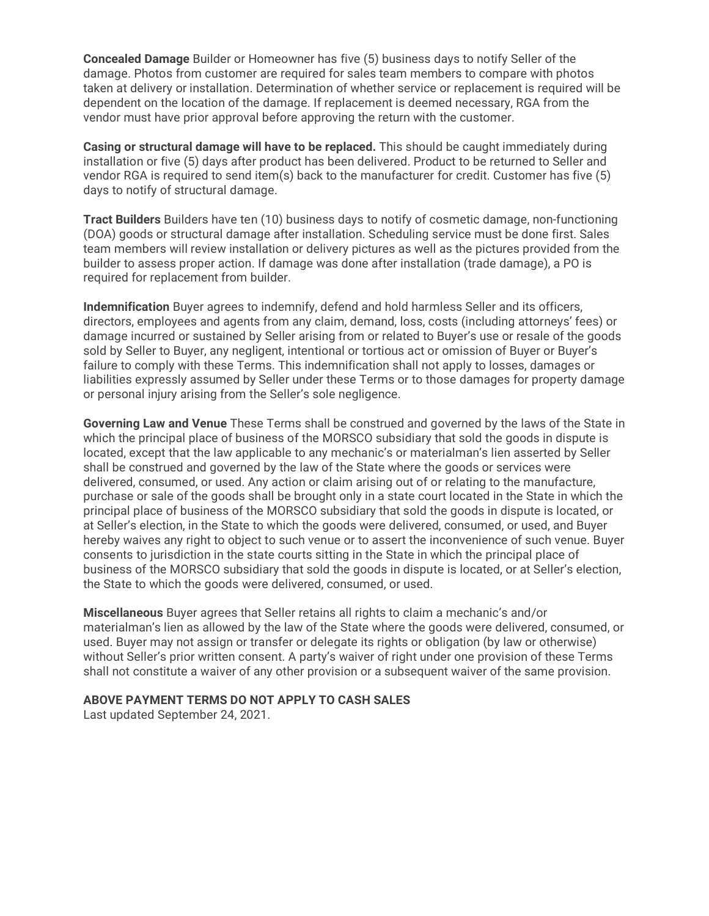**Concealed Damage** Builder or Homeowner has five (5) business days to notify Seller of the damage. Photos from customer are required for sales team members to compare with photos taken at delivery or installation. Determination of whether service or replacement is required will be dependent on the location of the damage. If replacement is deemed necessary, RGA from the vendor must have prior approval before approving the return with the customer.

**Casing or structural damage will have to be replaced.** This should be caught immediately during installation or five (5) days after product has been delivered. Product to be returned to Seller and vendor RGA is required to send item(s) back to the manufacturer for credit. Customer has five (5) days to notify of structural damage.

**Tract Builders** Builders have ten (10) business days to notify of cosmetic damage, non-functioning (DOA) goods or structural damage after installation. Scheduling service must be done first. Sales team members will review installation or delivery pictures as well as the pictures provided from the builder to assess proper action. If damage was done after installation (trade damage), a PO is required for replacement from builder.

**Indemnification** Buyer agrees to indemnify, defend and hold harmless Seller and its officers, directors, employees and agents from any claim, demand, loss, costs (including attorneys' fees) or damage incurred or sustained by Seller arising from or related to Buyer's use or resale of the goods sold by Seller to Buyer, any negligent, intentional or tortious act or omission of Buyer or Buyer's failure to comply with these Terms. This indemnification shall not apply to losses, damages or liabilities expressly assumed by Seller under these Terms or to those damages for property damage or personal injury arising from the Seller's sole negligence.

**Governing Law and Venue** These Terms shall be construed and governed by the laws of the State in which the principal place of business of the MORSCO subsidiary that sold the goods in dispute is located, except that the law applicable to any mechanic's or materialman's lien asserted by Seller shall be construed and governed by the law of the State where the goods or services were delivered, consumed, or used. Any action or claim arising out of or relating to the manufacture, purchase or sale of the goods shall be brought only in a state court located in the State in which the principal place of business of the MORSCO subsidiary that sold the goods in dispute is located, or at Seller's election, in the State to which the goods were delivered, consumed, or used, and Buyer hereby waives any right to object to such venue or to assert the inconvenience of such venue. Buyer consents to jurisdiction in the state courts sitting in the State in which the principal place of business of the MORSCO subsidiary that sold the goods in dispute is located, or at Seller's election, the State to which the goods were delivered, consumed, or used.

**Miscellaneous** Buyer agrees that Seller retains all rights to claim a mechanic's and/or materialman's lien as allowed by the law of the State where the goods were delivered, consumed, or used. Buyer may not assign or transfer or delegate its rights or obligation (by law or otherwise) without Seller's prior written consent. A party's waiver of right under one provision of these Terms shall not constitute a waiver of any other provision or a subsequent waiver of the same provision.

**ABOVE PAYMENT TERMS DO NOT APPLY TO CASH SALES**
Last updated September 24, 2021.